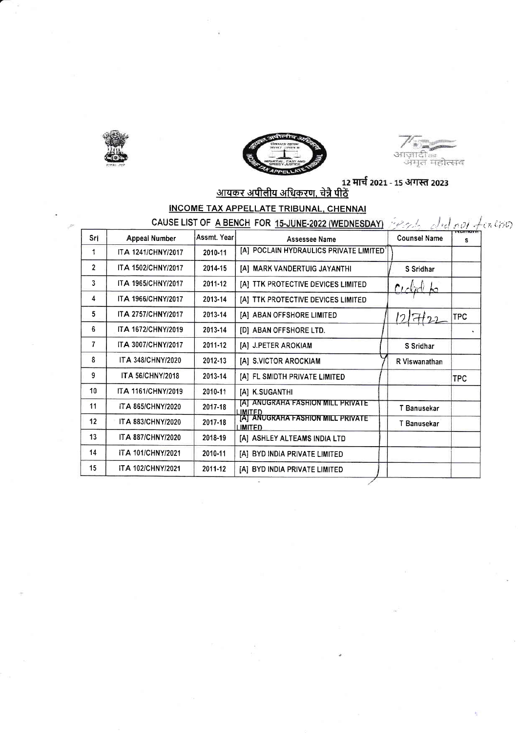12 मार्च 2021 - 15 अगस्त 2023

## आयकर अपीलीय अधिकरण, चेन्नै पीठें

## INCOME TAX APPELLATE TRIBUNAL, CHENNAI

### CAUSE LIST OF A BENCH FOR 15-JUNE-2022 (WEDNESDAY)

| Sri | Appeal Number | Assmt. Year | Assessee Name | Counsel Name | Remarks |
|---|---|---|---|---|---|
| 1 | ITA 1241/CHNY/2017 | 2010-11 | [A] POCLAIN HYDRAULICS PRIVATE LIMITED | | |
| 2 | ITA 1502/CHNY/2017 | 2014-15 | [A] MARK VANDERTUIG JAYANTHI | S Sridhar | |
| 3 | ITA 1965/CHNY/2017 | 2011-12 | [A] TTK PROTECTIVE DEVICES LIMITED | | |
| 4 | ITA 1966/CHNY/2017 | 2013-14 | [A] TTK PROTECTIVE DEVICES LIMITED | | |
| 5 | ITA 2757/CHNY/2017 | 2013-14 | [A] ABAN OFFSHORE LIMITED | 12/7/22 | TPC |
| 6 | ITA 1672/CHNY/2019 | 2013-14 | [D] ABAN OFFSHORE LTD. | | |
| 7 | ITA 3007/CHNY/2017 | 2011-12 | [A] J.PETER AROKIAM | S Sridhar | |
| 8 | ITA 348/CHNY/2020 | 2012-13 | [A] S.VICTOR AROCKIAM | R Viswanathan | |
| 9 | ITA 56/CHNY/2018 | 2013-14 | [A] FL SMIDTH PRIVATE LIMITED | | TPC |
| 10 | ITA 1161/CHNY/2019 | 2010-11 | [A] K.SUGANTHI | | |
| 11 | ITA 865/CHNY/2020 | 2017-18 | [A] ANUGRAHA FASHION MILL PRIVATE LIMITED | T Banusekar | |
| 12 | ITA 883/CHNY/2020 | 2017-18 | [A] ANUGRAHA FASHION MILL PRIVATE LIMITED | T Banusekar | |
| 13 | ITA 887/CHNY/2020 | 2018-19 | [A] ASHLEY ALTEAMS INDIA LTD | | |
| 14 | ITA 101/CHNY/2021 | 2010-11 | [A] BYD INDIA PRIVATE LIMITED | | |
| 15 | ITA 102/CHNY/2021 | 2011-12 | [A] BYD INDIA PRIVATE LIMITED | | |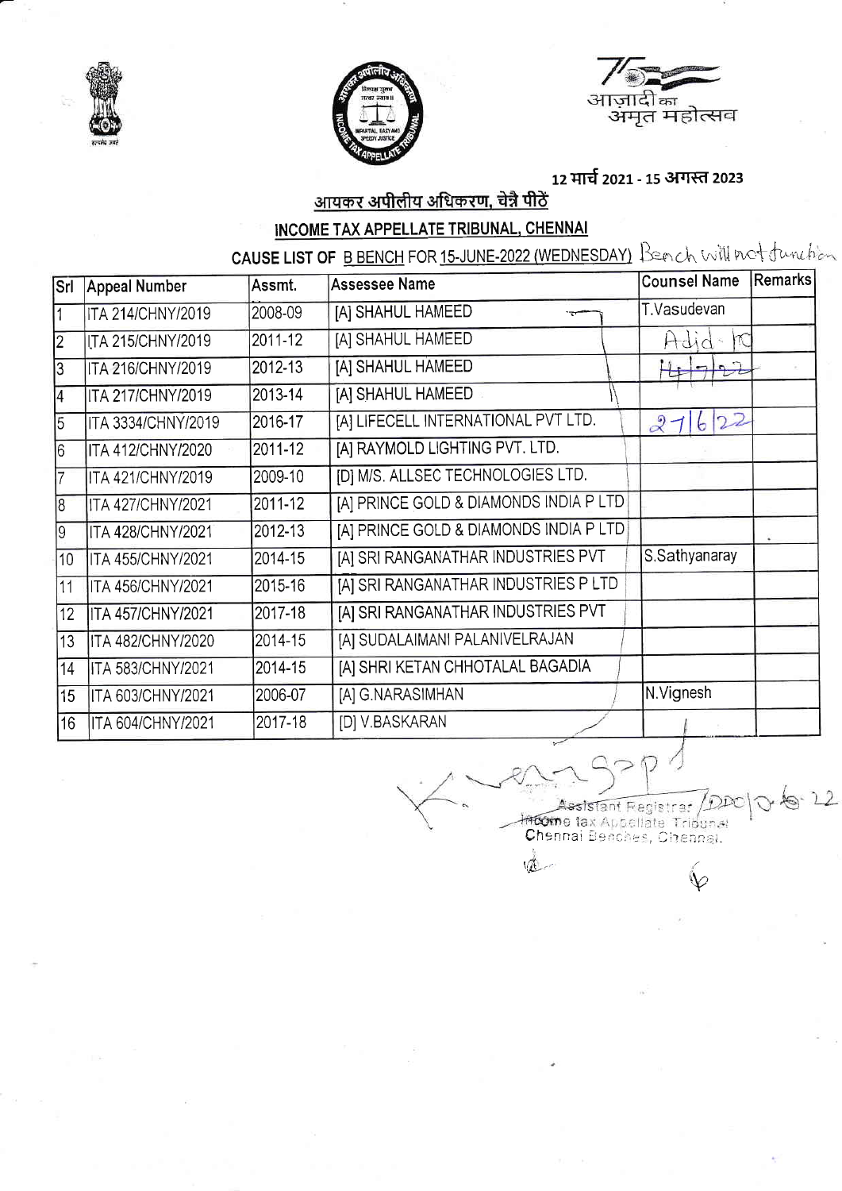12 मार्च 2021 - 15 अगस्त 2023

आज़ादी का अमृत महोत्सव

## आयकर अपीलीय अधिकरण, चेन्नै पीठें

## INCOME TAX APPELLATE TRIBUNAL, CHENNAI

### CAUSE LIST OF B BENCH FOR 15-JUNE-2022 (WEDNESDAY) Bench will not function

| Srl | Appeal Number | Assmt. | Assessee Name | Counsel Name | Remarks |
|---|---|---|---|---|---|
| 1 | ITA 214/CHNY/2019 | 2008-09 | [A] SHAHUL HAMEED | T.Vasudevan | |
| 2 | ITA 215/CHNY/2019 | 2011-12 | [A] SHAHUL HAMEED | Adjd. to | |
| 3 | ITA 216/CHNY/2019 | 2012-13 | [A] SHAHUL HAMEED | 14/7/22 | |
| 4 | ITA 217/CHNY/2019 | 2013-14 | [A] SHAHUL HAMEED | | |
| 5 | ITA 3334/CHNY/2019 | 2016-17 | [A] LIFECELL INTERNATIONAL PVT LTD. | 27/6/22 | |
| 6 | ITA 412/CHNY/2020 | 2011-12 | [A] RAYMOLD LIGHTING PVT. LTD. | | |
| 7 | ITA 421/CHNY/2019 | 2009-10 | [D] M/S. ALLSEC TECHNOLOGIES LTD. | | |
| 8 | ITA 427/CHNY/2021 | 2011-12 | [A] PRINCE GOLD & DIAMONDS INDIA P LTD | | |
| 9 | ITA 428/CHNY/2021 | 2012-13 | [A] PRINCE GOLD & DIAMONDS INDIA P LTD | | |
| 10 | ITA 455/CHNY/2021 | 2014-15 | [A] SRI RANGANATHAR INDUSTRIES PVT | S.Sathyanaray | |
| 11 | ITA 456/CHNY/2021 | 2015-16 | [A] SRI RANGANATHAR INDUSTRIES P LTD | | |
| 12 | ITA 457/CHNY/2021 | 2017-18 | [A] SRI RANGANATHAR INDUSTRIES PVT | | |
| 13 | ITA 482/CHNY/2020 | 2014-15 | [A] SUDALAIMANI PALANIVELRAJAN | | |
| 14 | ITA 583/CHNY/2021 | 2014-15 | [A] SHRI KETAN CHHOTALAL BAGADIA | | |
| 15 | ITA 603/CHNY/2021 | 2006-07 | [A] G.NARASIMHAN | N.Vignesh | |
| 16 | ITA 604/CHNY/2021 | 2017-18 | [D] V.BASKARAN | | |

Assistant Registrar / DDO 10.6.22

Income tax Appellate Tribunal

Chennai Benches, Chennai.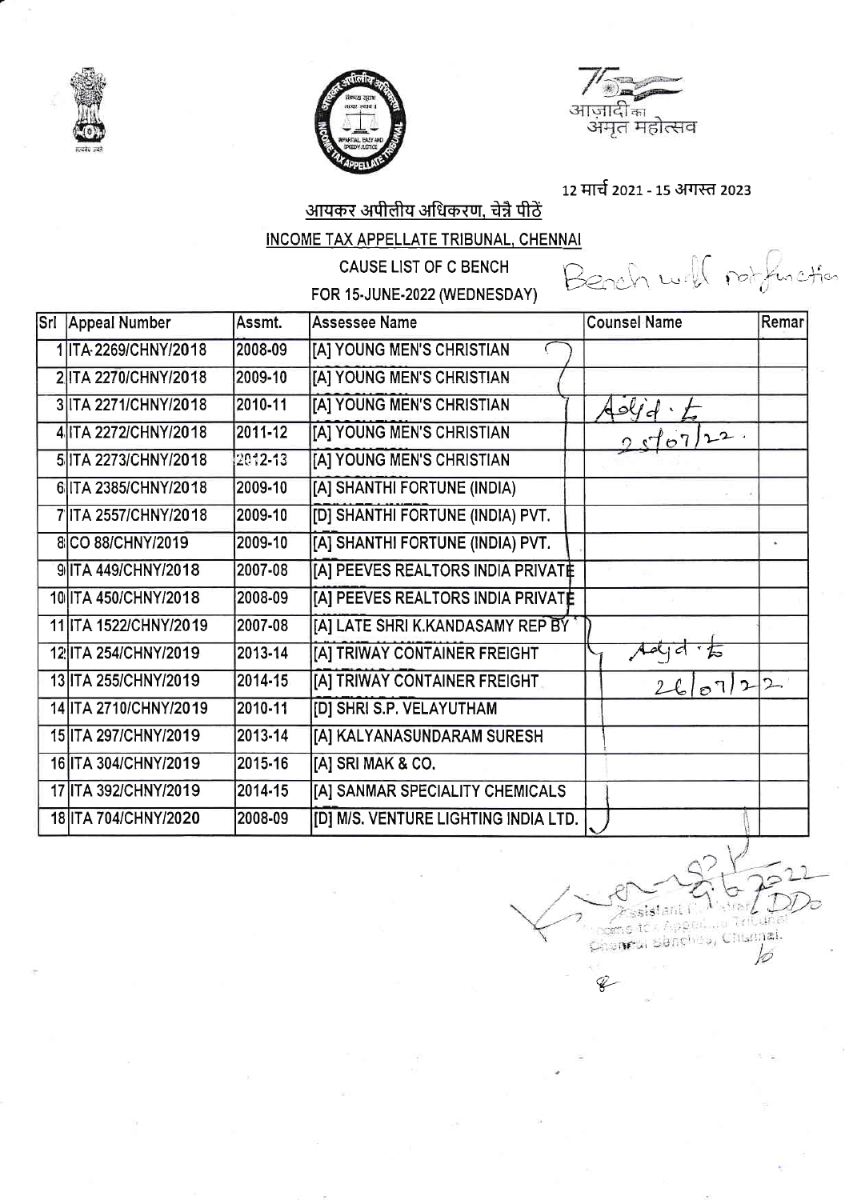12 मार्च 2021 - 15 अगस्त 2023

## आयकर अपीलीय अधिकरण, चेन्नै पीठें

## INCOME TAX APPELLATE TRIBUNAL, CHENNAI

### CAUSE LIST OF C BENCH

### FOR 15-JUNE-2022 (WEDNESDAY)

Bench will not function

| Srl | Appeal Number | Assmt. | Assessee Name | Counsel Name | Remar |
|---|---|---|---|---|---|
| 1 | ITA 2269/CHNY/2018 | 2008-09 | [A] YOUNG MEN'S CHRISTIAN | | |
| 2 | ITA 2270/CHNY/2018 | 2009-10 | [A] YOUNG MEN'S CHRISTIAN | | |
| 3 | ITA 2271/CHNY/2018 | 2010-11 | [A] YOUNG MEN'S CHRISTIAN | Adjd. to | |
| 4 | ITA 2272/CHNY/2018 | 2011-12 | [A] YOUNG MEN'S CHRISTIAN | 25/07/22. | |
| 5 | ITA 2273/CHNY/2018 | 2012-13 | [A] YOUNG MEN'S CHRISTIAN | | |
| 6 | ITA 2385/CHNY/2018 | 2009-10 | [A] SHANTHI FORTUNE (INDIA) | | |
| 7 | ITA 2557/CHNY/2018 | 2009-10 | [D] SHANTHI FORTUNE (INDIA) PVT. | | |
| 8 | CO 88/CHNY/2019 | 2009-10 | [A] SHANTHI FORTUNE (INDIA) PVT. | | |
| 9 | ITA 449/CHNY/2018 | 2007-08 | [A] PEEVES REALTORS INDIA PRIVATE | | |
| 10 | ITA 450/CHNY/2018 | 2008-09 | [A] PEEVES REALTORS INDIA PRIVATE | | |
| 11 | ITA 1522/CHNY/2019 | 2007-08 | [A] LATE SHRI K.KANDASAMY REP BY | | |
| 12 | ITA 254/CHNY/2019 | 2013-14 | [A] TRIWAY CONTAINER FREIGHT | Adjd. to | |
| 13 | ITA 255/CHNY/2019 | 2014-15 | [A] TRIWAY CONTAINER FREIGHT | 26/07/22 | |
| 14 | ITA 2710/CHNY/2019 | 2010-11 | [D] SHRI S.P. VELAYUTHAM | | |
| 15 | ITA 297/CHNY/2019 | 2013-14 | [A] KALYANASUNDARAM SURESH | | |
| 16 | ITA 304/CHNY/2019 | 2015-16 | [A] SRI MAK & CO. | | |
| 17 | ITA 392/CHNY/2019 | 2014-15 | [A] SANMAR SPECIALITY CHEMICALS | | |
| 18 | ITA 704/CHNY/2020 | 2008-09 | [D] M/S. VENTURE LIGHTING INDIA LTD. | | |

9/6/2022

Assistant Registrar
Income Tax Appellate Tribunal
Chennai Benches, Chennai.